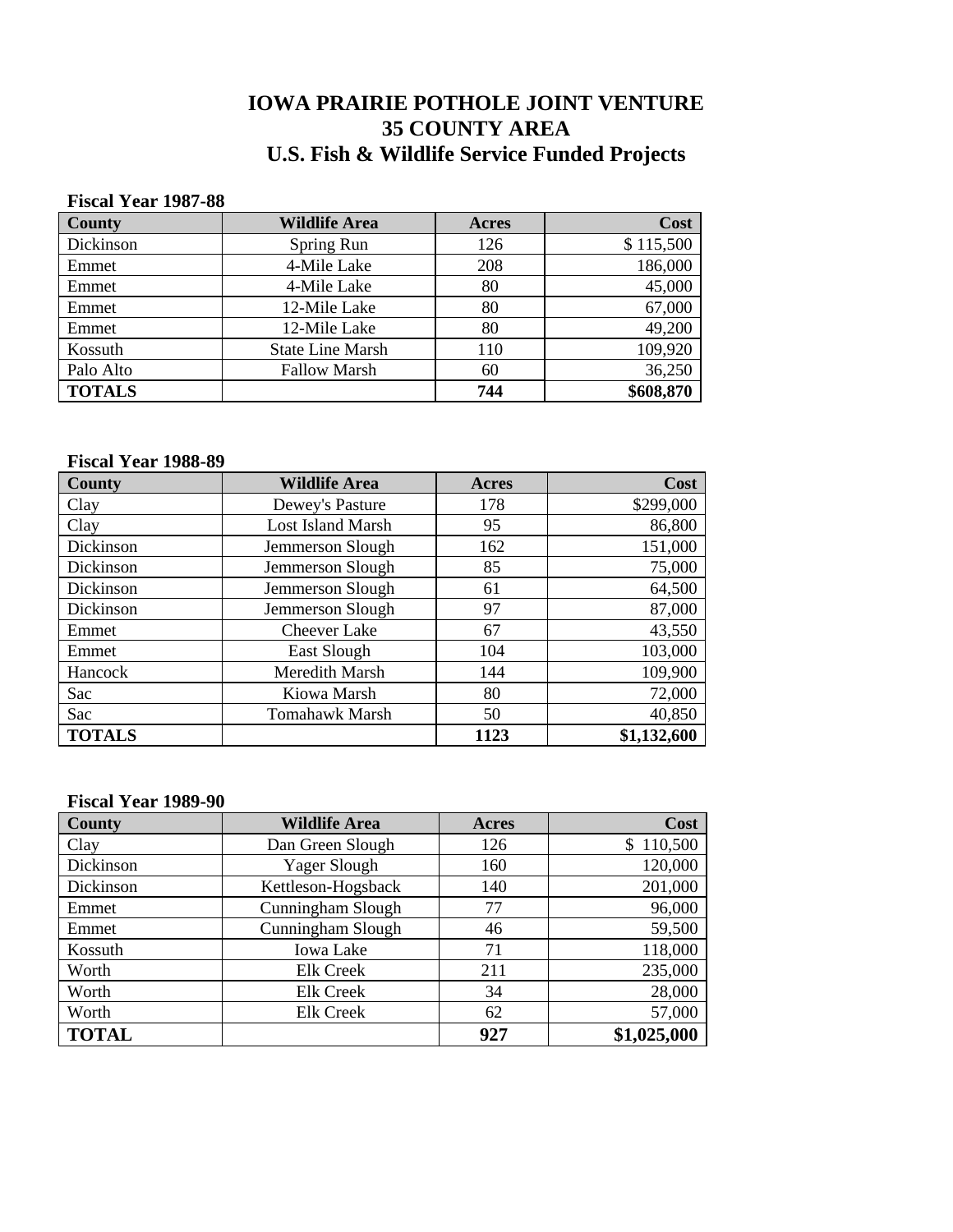# IOWA PRAIRIE POTHOLE JOINT VENTURE
# 35 COUNTY AREA
# U.S. Fish & Wildlife Service Funded Projects

**Fiscal Year 1987-88**

| County | Wildlife Area | Acres | Cost |
|---|---|---|---|
| Dickinson | Spring Run | 126 | $ 115,500 |
| Emmet | 4-Mile Lake | 208 | 186,000 |
| Emmet | 4-Mile Lake | 80 | 45,000 |
| Emmet | 12-Mile Lake | 80 | 67,000 |
| Emmet | 12-Mile Lake | 80 | 49,200 |
| Kossuth | State Line Marsh | 110 | 109,920 |
| Palo Alto | Fallow Marsh | 60 | 36,250 |
| **TOTALS** | | **744** | **$608,870** |

**Fiscal Year 1988-89**

| County | Wildlife Area | Acres | Cost |
|---|---|---|---|
| Clay | Dewey's Pasture | 178 | $299,000 |
| Clay | Lost Island Marsh | 95 | 86,800 |
| Dickinson | Jemmerson Slough | 162 | 151,000 |
| Dickinson | Jemmerson Slough | 85 | 75,000 |
| Dickinson | Jemmerson Slough | 61 | 64,500 |
| Dickinson | Jemmerson Slough | 97 | 87,000 |
| Emmet | Cheever Lake | 67 | 43,550 |
| Emmet | East Slough | 104 | 103,000 |
| Hancock | Meredith Marsh | 144 | 109,900 |
| Sac | Kiowa Marsh | 80 | 72,000 |
| Sac | Tomahawk Marsh | 50 | 40,850 |
| **TOTALS** | | **1123** | **$1,132,600** |

**Fiscal Year 1989-90**

| County | Wildlife Area | Acres | Cost |
|---|---|---|---|
| Clay | Dan Green Slough | 126 | $ 110,500 |
| Dickinson | Yager Slough | 160 | 120,000 |
| Dickinson | Kettleson-Hogsback | 140 | 201,000 |
| Emmet | Cunningham Slough | 77 | 96,000 |
| Emmet | Cunningham Slough | 46 | 59,500 |
| Kossuth | Iowa Lake | 71 | 118,000 |
| Worth | Elk Creek | 211 | 235,000 |
| Worth | Elk Creek | 34 | 28,000 |
| Worth | Elk Creek | 62 | 57,000 |
| **TOTAL** | | **927** | **$1,025,000** |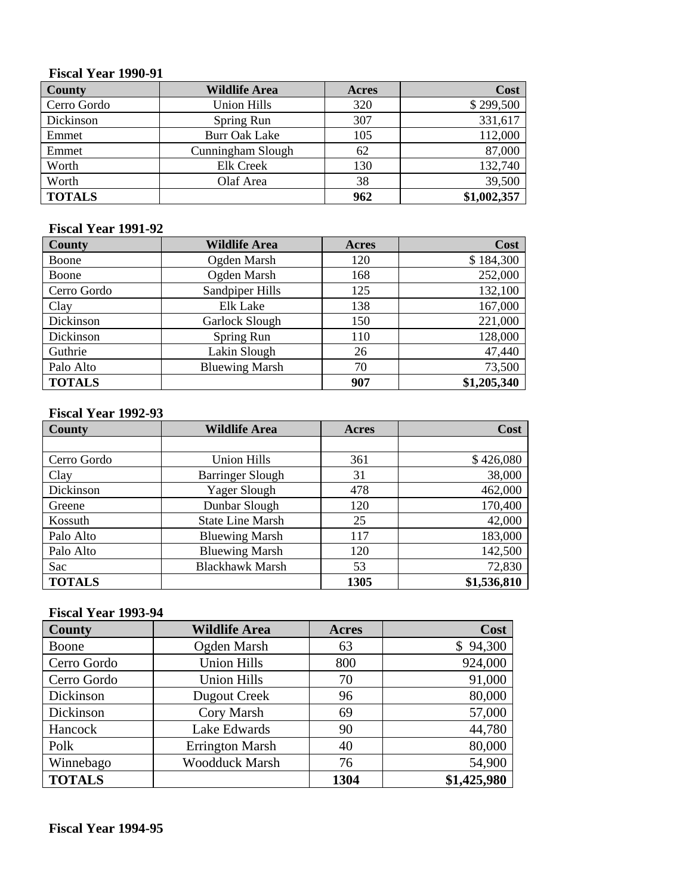**Fiscal Year 1990-91**

| County | Wildlife Area | Acres | Cost |
|---|---|---|---|
| Cerro Gordo | Union Hills | 320 | $ 299,500 |
| Dickinson | Spring Run | 307 | 331,617 |
| Emmet | Burr Oak Lake | 105 | 112,000 |
| Emmet | Cunningham Slough | 62 | 87,000 |
| Worth | Elk Creek | 130 | 132,740 |
| Worth | Olaf Area | 38 | 39,500 |
| **TOTALS** | | **962** | **$1,002,357** |

**Fiscal Year 1991-92**

| County | Wildlife Area | Acres | Cost |
|---|---|---|---|
| Boone | Ogden Marsh | 120 | $ 184,300 |
| Boone | Ogden Marsh | 168 | 252,000 |
| Cerro Gordo | Sandpiper Hills | 125 | 132,100 |
| Clay | Elk Lake | 138 | 167,000 |
| Dickinson | Garlock Slough | 150 | 221,000 |
| Dickinson | Spring Run | 110 | 128,000 |
| Guthrie | Lakin Slough | 26 | 47,440 |
| Palo Alto | Bluewing Marsh | 70 | 73,500 |
| **TOTALS** | | **907** | **$1,205,340** |

**Fiscal Year 1992-93**

| County | Wildlife Area | Acres | Cost |
|---|---|---|---|
| | | | |
| Cerro Gordo | Union Hills | 361 | $ 426,080 |
| Clay | Barringer Slough | 31 | 38,000 |
| Dickinson | Yager Slough | 478 | 462,000 |
| Greene | Dunbar Slough | 120 | 170,400 |
| Kossuth | State Line Marsh | 25 | 42,000 |
| Palo Alto | Bluewing Marsh | 117 | 183,000 |
| Palo Alto | Bluewing Marsh | 120 | 142,500 |
| Sac | Blackhawk Marsh | 53 | 72,830 |
| **TOTALS** | | **1305** | **$1,536,810** |

**Fiscal Year 1993-94**

| County | Wildlife Area | Acres | Cost |
|---|---|---|---|
| Boone | Ogden Marsh | 63 | $ 94,300 |
| Cerro Gordo | Union Hills | 800 | 924,000 |
| Cerro Gordo | Union Hills | 70 | 91,000 |
| Dickinson | Dugout Creek | 96 | 80,000 |
| Dickinson | Cory Marsh | 69 | 57,000 |
| Hancock | Lake Edwards | 90 | 44,780 |
| Polk | Errington Marsh | 40 | 80,000 |
| Winnebago | Woodduck Marsh | 76 | 54,900 |
| **TOTALS** | | **1304** | **$1,425,980** |

**Fiscal Year 1994-95**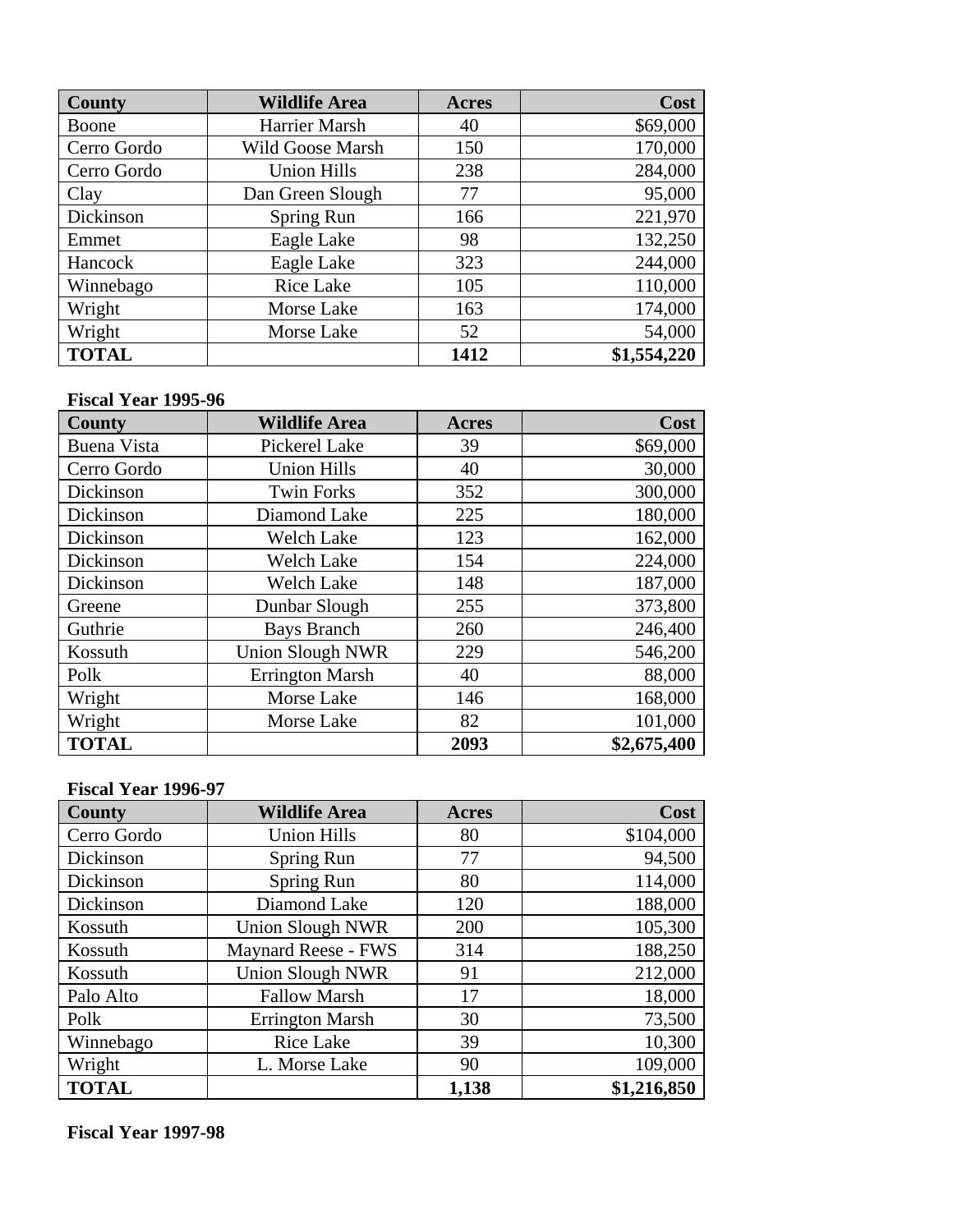| County | Wildlife Area | Acres | Cost |
|---|---|---|---|
| Boone | Harrier Marsh | 40 | $69,000 |
| Cerro Gordo | Wild Goose Marsh | 150 | 170,000 |
| Cerro Gordo | Union Hills | 238 | 284,000 |
| Clay | Dan Green Slough | 77 | 95,000 |
| Dickinson | Spring Run | 166 | 221,970 |
| Emmet | Eagle Lake | 98 | 132,250 |
| Hancock | Eagle Lake | 323 | 244,000 |
| Winnebago | Rice Lake | 105 | 110,000 |
| Wright | Morse Lake | 163 | 174,000 |
| Wright | Morse Lake | 52 | 54,000 |
| **TOTAL** | | **1412** | **$1,554,220** |

**Fiscal Year 1995-96**

| County | Wildlife Area | Acres | Cost |
|---|---|---|---|
| Buena Vista | Pickerel Lake | 39 | $69,000 |
| Cerro Gordo | Union Hills | 40 | 30,000 |
| Dickinson | Twin Forks | 352 | 300,000 |
| Dickinson | Diamond Lake | 225 | 180,000 |
| Dickinson | Welch Lake | 123 | 162,000 |
| Dickinson | Welch Lake | 154 | 224,000 |
| Dickinson | Welch Lake | 148 | 187,000 |
| Greene | Dunbar Slough | 255 | 373,800 |
| Guthrie | Bays Branch | 260 | 246,400 |
| Kossuth | Union Slough NWR | 229 | 546,200 |
| Polk | Errington Marsh | 40 | 88,000 |
| Wright | Morse Lake | 146 | 168,000 |
| Wright | Morse Lake | 82 | 101,000 |
| **TOTAL** | | **2093** | **$2,675,400** |

**Fiscal Year 1996-97**

| County | Wildlife Area | Acres | Cost |
|---|---|---|---|
| Cerro Gordo | Union Hills | 80 | $104,000 |
| Dickinson | Spring Run | 77 | 94,500 |
| Dickinson | Spring Run | 80 | 114,000 |
| Dickinson | Diamond Lake | 120 | 188,000 |
| Kossuth | Union Slough NWR | 200 | 105,300 |
| Kossuth | Maynard Reese - FWS | 314 | 188,250 |
| Kossuth | Union Slough NWR | 91 | 212,000 |
| Palo Alto | Fallow Marsh | 17 | 18,000 |
| Polk | Errington Marsh | 30 | 73,500 |
| Winnebago | Rice Lake | 39 | 10,300 |
| Wright | L. Morse Lake | 90 | 109,000 |
| **TOTAL** | | **1,138** | **$1,216,850** |

**Fiscal Year 1997-98**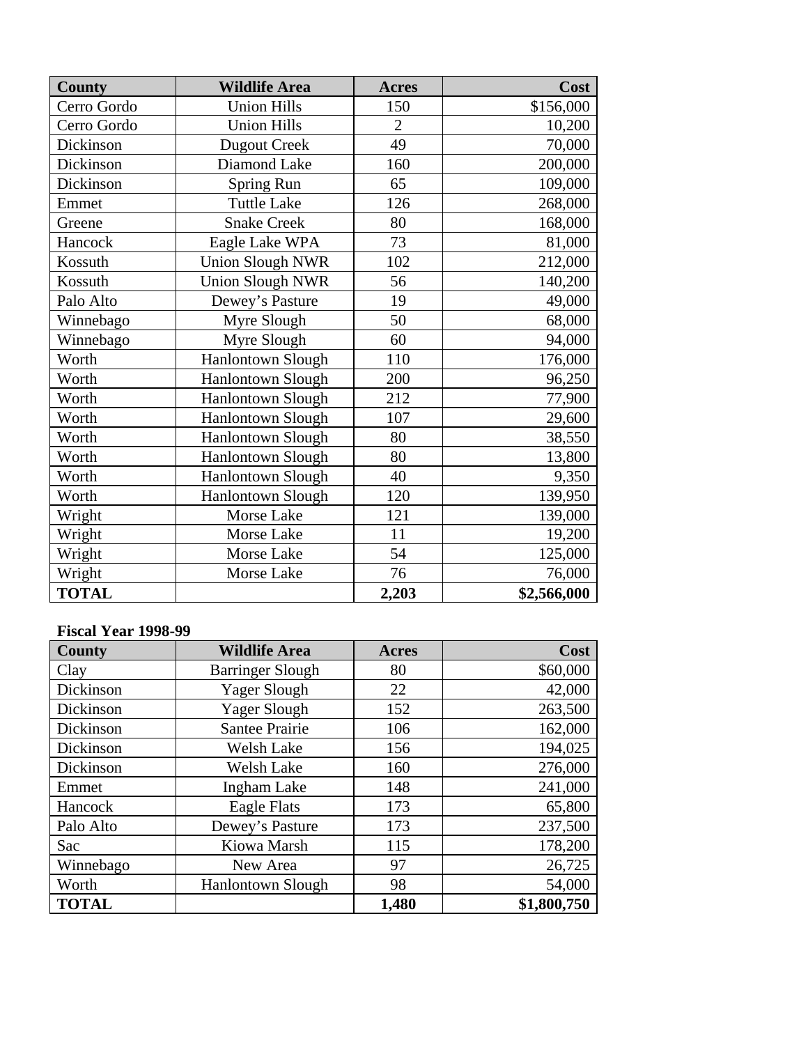| County | Wildlife Area | Acres | Cost |
|---|---|---|---|
| Cerro Gordo | Union Hills | 150 | $156,000 |
| Cerro Gordo | Union Hills | 2 | 10,200 |
| Dickinson | Dugout Creek | 49 | 70,000 |
| Dickinson | Diamond Lake | 160 | 200,000 |
| Dickinson | Spring Run | 65 | 109,000 |
| Emmet | Tuttle Lake | 126 | 268,000 |
| Greene | Snake Creek | 80 | 168,000 |
| Hancock | Eagle Lake WPA | 73 | 81,000 |
| Kossuth | Union Slough NWR | 102 | 212,000 |
| Kossuth | Union Slough NWR | 56 | 140,200 |
| Palo Alto | Dewey's Pasture | 19 | 49,000 |
| Winnebago | Myre Slough | 50 | 68,000 |
| Winnebago | Myre Slough | 60 | 94,000 |
| Worth | Hanlontown Slough | 110 | 176,000 |
| Worth | Hanlontown Slough | 200 | 96,250 |
| Worth | Hanlontown Slough | 212 | 77,900 |
| Worth | Hanlontown Slough | 107 | 29,600 |
| Worth | Hanlontown Slough | 80 | 38,550 |
| Worth | Hanlontown Slough | 80 | 13,800 |
| Worth | Hanlontown Slough | 40 | 9,350 |
| Worth | Hanlontown Slough | 120 | 139,950 |
| Wright | Morse Lake | 121 | 139,000 |
| Wright | Morse Lake | 11 | 19,200 |
| Wright | Morse Lake | 54 | 125,000 |
| Wright | Morse Lake | 76 | 76,000 |
| **TOTAL** | | **2,203** | **$2,566,000** |

**Fiscal Year 1998-99**

| County | Wildlife Area | Acres | Cost |
|---|---|---|---|
| Clay | Barringer Slough | 80 | $60,000 |
| Dickinson | Yager Slough | 22 | 42,000 |
| Dickinson | Yager Slough | 152 | 263,500 |
| Dickinson | Santee Prairie | 106 | 162,000 |
| Dickinson | Welsh Lake | 156 | 194,025 |
| Dickinson | Welsh Lake | 160 | 276,000 |
| Emmet | Ingham Lake | 148 | 241,000 |
| Hancock | Eagle Flats | 173 | 65,800 |
| Palo Alto | Dewey's Pasture | 173 | 237,500 |
| Sac | Kiowa Marsh | 115 | 178,200 |
| Winnebago | New Area | 97 | 26,725 |
| Worth | Hanlontown Slough | 98 | 54,000 |
| **TOTAL** | | **1,480** | **$1,800,750** |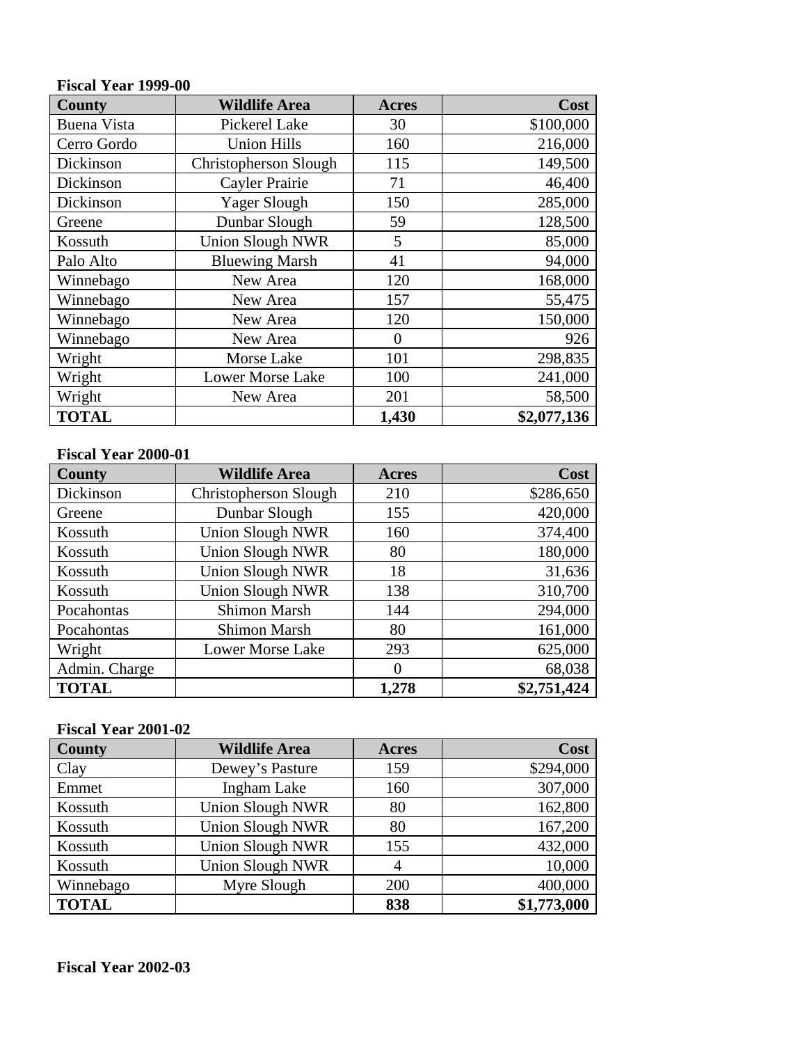**Fiscal Year 1999-00**

| County | Wildlife Area | Acres | Cost |
|---|---|---|---|
| Buena Vista | Pickerel Lake | 30 | $100,000 |
| Cerro Gordo | Union Hills | 160 | 216,000 |
| Dickinson | Christopherson Slough | 115 | 149,500 |
| Dickinson | Cayler Prairie | 71 | 46,400 |
| Dickinson | Yager Slough | 150 | 285,000 |
| Greene | Dunbar Slough | 59 | 128,500 |
| Kossuth | Union Slough NWR | 5 | 85,000 |
| Palo Alto | Bluewing Marsh | 41 | 94,000 |
| Winnebago | New Area | 120 | 168,000 |
| Winnebago | New Area | 157 | 55,475 |
| Winnebago | New Area | 120 | 150,000 |
| Winnebago | New Area | 0 | 926 |
| Wright | Morse Lake | 101 | 298,835 |
| Wright | Lower Morse Lake | 100 | 241,000 |
| Wright | New Area | 201 | 58,500 |
| **TOTAL** | | **1,430** | **$2,077,136** |

**Fiscal Year 2000-01**

| County | Wildlife Area | Acres | Cost |
|---|---|---|---|
| Dickinson | Christopherson Slough | 210 | $286,650 |
| Greene | Dunbar Slough | 155 | 420,000 |
| Kossuth | Union Slough NWR | 160 | 374,400 |
| Kossuth | Union Slough NWR | 80 | 180,000 |
| Kossuth | Union Slough NWR | 18 | 31,636 |
| Kossuth | Union Slough NWR | 138 | 310,700 |
| Pocahontas | Shimon Marsh | 144 | 294,000 |
| Pocahontas | Shimon Marsh | 80 | 161,000 |
| Wright | Lower Morse Lake | 293 | 625,000 |
| Admin. Charge | | 0 | 68,038 |
| **TOTAL** | | **1,278** | **$2,751,424** |

**Fiscal Year 2001-02**

| County | Wildlife Area | Acres | Cost |
|---|---|---|---|
| Clay | Dewey's Pasture | 159 | $294,000 |
| Emmet | Ingham Lake | 160 | 307,000 |
| Kossuth | Union Slough NWR | 80 | 162,800 |
| Kossuth | Union Slough NWR | 80 | 167,200 |
| Kossuth | Union Slough NWR | 155 | 432,000 |
| Kossuth | Union Slough NWR | 4 | 10,000 |
| Winnebago | Myre Slough | 200 | 400,000 |
| **TOTAL** | | **838** | **$1,773,000** |

**Fiscal Year 2002-03**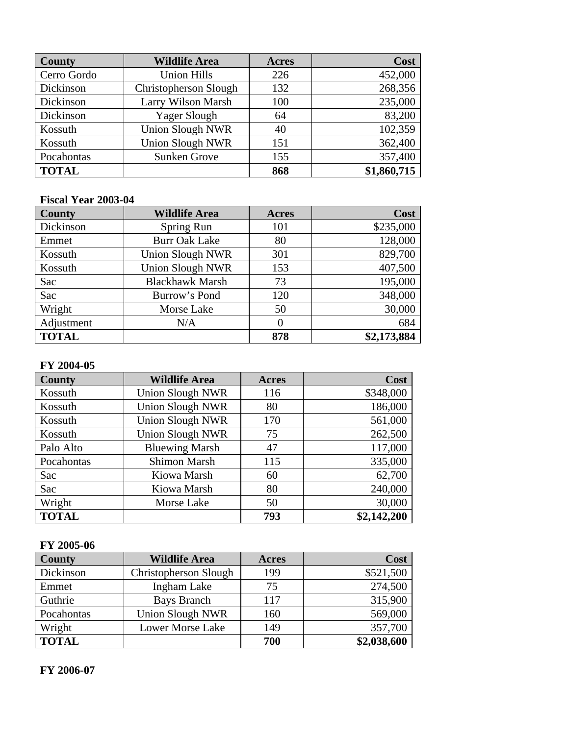| County | Wildlife Area | Acres | Cost |
| --- | --- | --- | --- |
| Cerro Gordo | Union Hills | 226 | 452,000 |
| Dickinson | Christopherson Slough | 132 | 268,356 |
| Dickinson | Larry Wilson Marsh | 100 | 235,000 |
| Dickinson | Yager Slough | 64 | 83,200 |
| Kossuth | Union Slough NWR | 40 | 102,359 |
| Kossuth | Union Slough NWR | 151 | 362,400 |
| Pocahontas | Sunken Grove | 155 | 357,400 |
| **TOTAL** | | **868** | **$1,860,715** |

**Fiscal Year 2003-04**

| County | Wildlife Area | Acres | Cost |
| --- | --- | --- | --- |
| Dickinson | Spring Run | 101 | $235,000 |
| Emmet | Burr Oak Lake | 80 | 128,000 |
| Kossuth | Union Slough NWR | 301 | 829,700 |
| Kossuth | Union Slough NWR | 153 | 407,500 |
| Sac | Blackhawk Marsh | 73 | 195,000 |
| Sac | Burrow's Pond | 120 | 348,000 |
| Wright | Morse Lake | 50 | 30,000 |
| Adjustment | N/A | 0 | 684 |
| **TOTAL** | | **878** | **$2,173,884** |

**FY 2004-05**

| County | Wildlife Area | Acres | Cost |
| --- | --- | --- | --- |
| Kossuth | Union Slough NWR | 116 | $348,000 |
| Kossuth | Union Slough NWR | 80 | 186,000 |
| Kossuth | Union Slough NWR | 170 | 561,000 |
| Kossuth | Union Slough NWR | 75 | 262,500 |
| Palo Alto | Bluewing Marsh | 47 | 117,000 |
| Pocahontas | Shimon Marsh | 115 | 335,000 |
| Sac | Kiowa Marsh | 60 | 62,700 |
| Sac | Kiowa Marsh | 80 | 240,000 |
| Wright | Morse Lake | 50 | 30,000 |
| **TOTAL** | | **793** | **$2,142,200** |

**FY 2005-06**

| County | Wildlife Area | Acres | Cost |
| --- | --- | --- | --- |
| Dickinson | Christopherson Slough | 199 | $521,500 |
| Emmet | Ingham Lake | 75 | 274,500 |
| Guthrie | Bays Branch | 117 | 315,900 |
| Pocahontas | Union Slough NWR | 160 | 569,000 |
| Wright | Lower Morse Lake | 149 | 357,700 |
| **TOTAL** | | **700** | **$2,038,600** |

**FY 2006-07**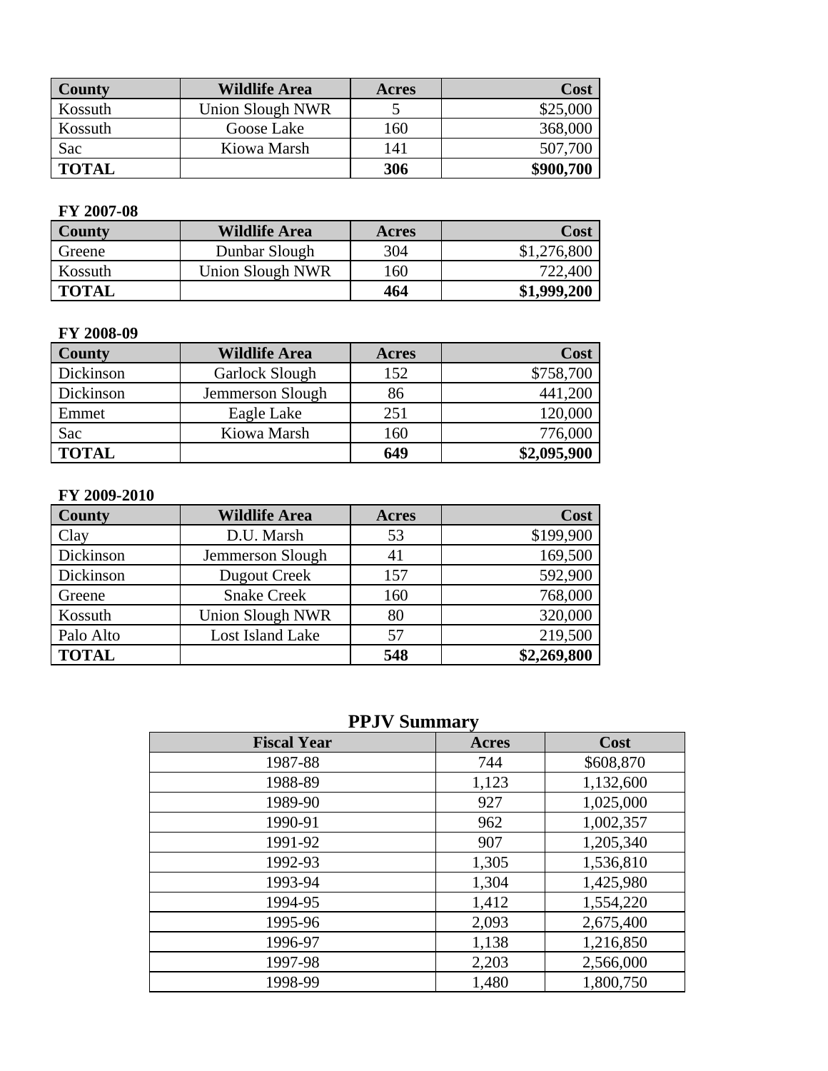| County | Wildlife Area | Acres | Cost |
|---|---|---|---|
| Kossuth | Union Slough NWR | 5 | $25,000 |
| Kossuth | Goose Lake | 160 | 368,000 |
| Sac | Kiowa Marsh | 141 | 507,700 |
| **TOTAL** | | **306** | **$900,700** |

**FY 2007-08**

| County | Wildlife Area | Acres | Cost |
|---|---|---|---|
| Greene | Dunbar Slough | 304 | $1,276,800 |
| Kossuth | Union Slough NWR | 160 | 722,400 |
| **TOTAL** | | **464** | **$1,999,200** |

**FY 2008-09**

| County | Wildlife Area | Acres | Cost |
|---|---|---|---|
| Dickinson | Garlock Slough | 152 | $758,700 |
| Dickinson | Jemmerson Slough | 86 | 441,200 |
| Emmet | Eagle Lake | 251 | 120,000 |
| Sac | Kiowa Marsh | 160 | 776,000 |
| **TOTAL** | | **649** | **$2,095,900** |

**FY 2009-2010**

| County | Wildlife Area | Acres | Cost |
|---|---|---|---|
| Clay | D.U. Marsh | 53 | $199,900 |
| Dickinson | Jemmerson Slough | 41 | 169,500 |
| Dickinson | Dugout Creek | 157 | 592,900 |
| Greene | Snake Creek | 160 | 768,000 |
| Kossuth | Union Slough NWR | 80 | 320,000 |
| Palo Alto | Lost Island Lake | 57 | 219,500 |
| **TOTAL** | | **548** | **$2,269,800** |

## PPJV Summary

| Fiscal Year | Acres | Cost |
|---|---|---|
| 1987-88 | 744 | $608,870 |
| 1988-89 | 1,123 | 1,132,600 |
| 1989-90 | 927 | 1,025,000 |
| 1990-91 | 962 | 1,002,357 |
| 1991-92 | 907 | 1,205,340 |
| 1992-93 | 1,305 | 1,536,810 |
| 1993-94 | 1,304 | 1,425,980 |
| 1994-95 | 1,412 | 1,554,220 |
| 1995-96 | 2,093 | 2,675,400 |
| 1996-97 | 1,138 | 1,216,850 |
| 1997-98 | 2,203 | 2,566,000 |
| 1998-99 | 1,480 | 1,800,750 |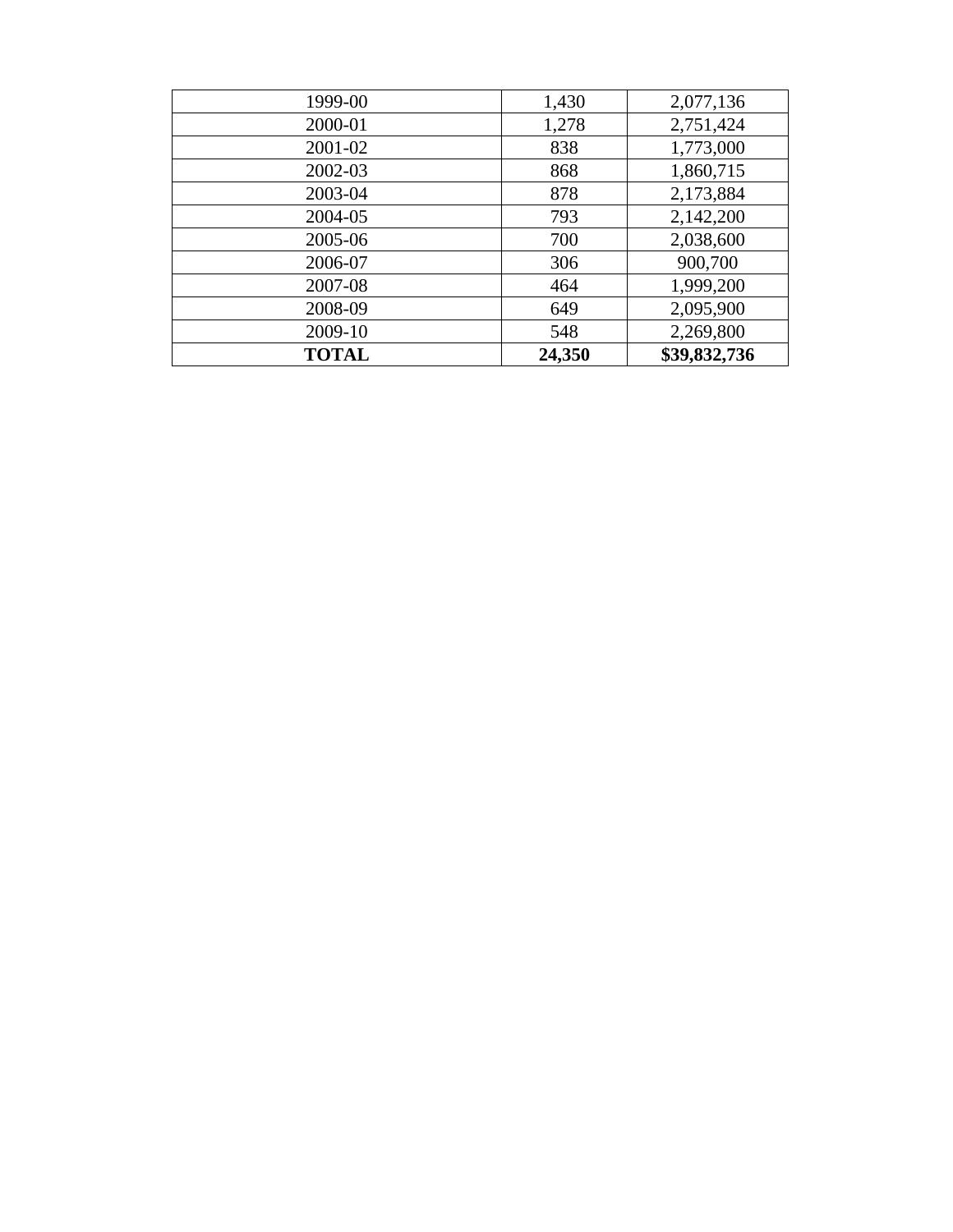| | | |
|---|---|---|
| 1999-00 | 1,430 | 2,077,136 |
| 2000-01 | 1,278 | 2,751,424 |
| 2001-02 | 838 | 1,773,000 |
| 2002-03 | 868 | 1,860,715 |
| 2003-04 | 878 | 2,173,884 |
| 2004-05 | 793 | 2,142,200 |
| 2005-06 | 700 | 2,038,600 |
| 2006-07 | 306 | 900,700 |
| 2007-08 | 464 | 1,999,200 |
| 2008-09 | 649 | 2,095,900 |
| 2009-10 | 548 | 2,269,800 |
| **TOTAL** | **24,350** | **$39,832,736** |